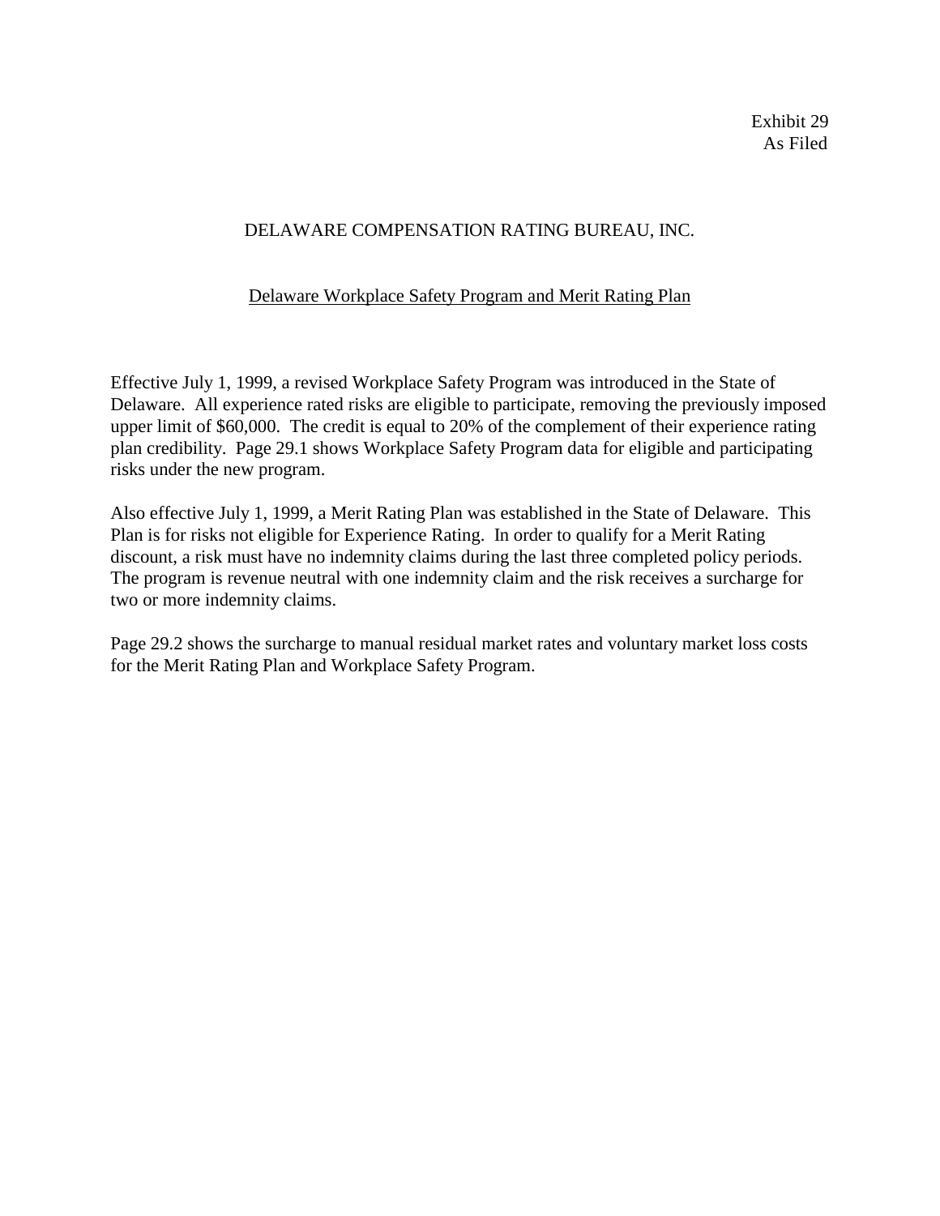Exhibit 29
As Filed

DELAWARE COMPENSATION RATING BUREAU, INC.

Delaware Workplace Safety Program and Merit Rating Plan

Effective July 1, 1999, a revised Workplace Safety Program was introduced in the State of Delaware. All experience rated risks are eligible to participate, removing the previously imposed upper limit of $60,000. The credit is equal to 20% of the complement of their experience rating plan credibility. Page 29.1 shows Workplace Safety Program data for eligible and participating risks under the new program.

Also effective July 1, 1999, a Merit Rating Plan was established in the State of Delaware. This Plan is for risks not eligible for Experience Rating. In order to qualify for a Merit Rating discount, a risk must have no indemnity claims during the last three completed policy periods. The program is revenue neutral with one indemnity claim and the risk receives a surcharge for two or more indemnity claims.

Page 29.2 shows the surcharge to manual residual market rates and voluntary market loss costs for the Merit Rating Plan and Workplace Safety Program.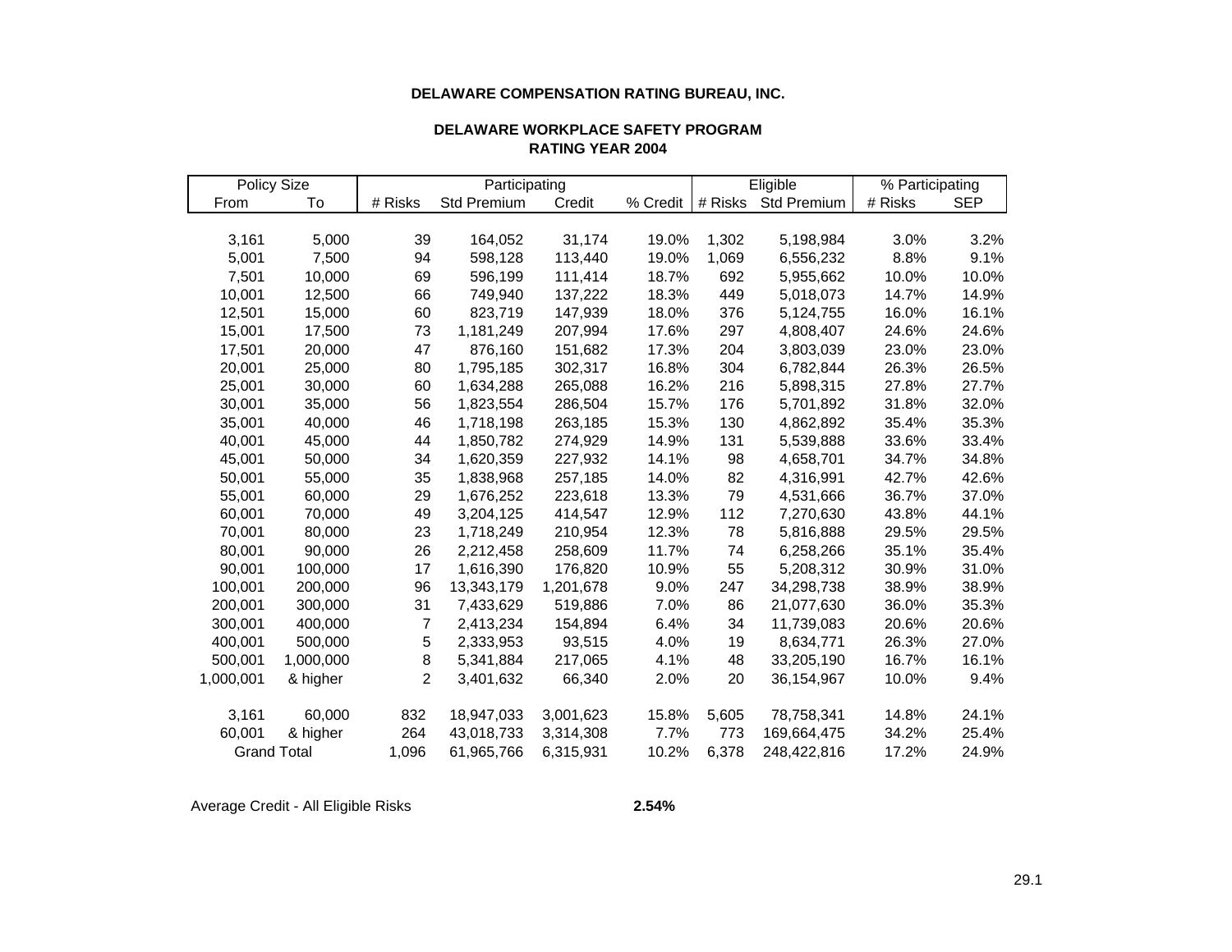**DELAWARE COMPENSATION RATING BUREAU, INC.**

**DELAWARE WORKPLACE SAFETY PROGRAM**
**RATING YEAR 2004**

| Policy Size | | Participating | | | | Eligible | | % Participating | |
|---|---|---|---|---|---|---|---|---|---|
| From | To | # Risks | Std Premium | Credit | % Credit | # Risks | Std Premium | # Risks | SEP |
| 3,161 | 5,000 | 39 | 164,052 | 31,174 | 19.0% | 1,302 | 5,198,984 | 3.0% | 3.2% |
| 5,001 | 7,500 | 94 | 598,128 | 113,440 | 19.0% | 1,069 | 6,556,232 | 8.8% | 9.1% |
| 7,501 | 10,000 | 69 | 596,199 | 111,414 | 18.7% | 692 | 5,955,662 | 10.0% | 10.0% |
| 10,001 | 12,500 | 66 | 749,940 | 137,222 | 18.3% | 449 | 5,018,073 | 14.7% | 14.9% |
| 12,501 | 15,000 | 60 | 823,719 | 147,939 | 18.0% | 376 | 5,124,755 | 16.0% | 16.1% |
| 15,001 | 17,500 | 73 | 1,181,249 | 207,994 | 17.6% | 297 | 4,808,407 | 24.6% | 24.6% |
| 17,501 | 20,000 | 47 | 876,160 | 151,682 | 17.3% | 204 | 3,803,039 | 23.0% | 23.0% |
| 20,001 | 25,000 | 80 | 1,795,185 | 302,317 | 16.8% | 304 | 6,782,844 | 26.3% | 26.5% |
| 25,001 | 30,000 | 60 | 1,634,288 | 265,088 | 16.2% | 216 | 5,898,315 | 27.8% | 27.7% |
| 30,001 | 35,000 | 56 | 1,823,554 | 286,504 | 15.7% | 176 | 5,701,892 | 31.8% | 32.0% |
| 35,001 | 40,000 | 46 | 1,718,198 | 263,185 | 15.3% | 130 | 4,862,892 | 35.4% | 35.3% |
| 40,001 | 45,000 | 44 | 1,850,782 | 274,929 | 14.9% | 131 | 5,539,888 | 33.6% | 33.4% |
| 45,001 | 50,000 | 34 | 1,620,359 | 227,932 | 14.1% | 98 | 4,658,701 | 34.7% | 34.8% |
| 50,001 | 55,000 | 35 | 1,838,968 | 257,185 | 14.0% | 82 | 4,316,991 | 42.7% | 42.6% |
| 55,001 | 60,000 | 29 | 1,676,252 | 223,618 | 13.3% | 79 | 4,531,666 | 36.7% | 37.0% |
| 60,001 | 70,000 | 49 | 3,204,125 | 414,547 | 12.9% | 112 | 7,270,630 | 43.8% | 44.1% |
| 70,001 | 80,000 | 23 | 1,718,249 | 210,954 | 12.3% | 78 | 5,816,888 | 29.5% | 29.5% |
| 80,001 | 90,000 | 26 | 2,212,458 | 258,609 | 11.7% | 74 | 6,258,266 | 35.1% | 35.4% |
| 90,001 | 100,000 | 17 | 1,616,390 | 176,820 | 10.9% | 55 | 5,208,312 | 30.9% | 31.0% |
| 100,001 | 200,000 | 96 | 13,343,179 | 1,201,678 | 9.0% | 247 | 34,298,738 | 38.9% | 38.9% |
| 200,001 | 300,000 | 31 | 7,433,629 | 519,886 | 7.0% | 86 | 21,077,630 | 36.0% | 35.3% |
| 300,001 | 400,000 | 7 | 2,413,234 | 154,894 | 6.4% | 34 | 11,739,083 | 20.6% | 20.6% |
| 400,001 | 500,000 | 5 | 2,333,953 | 93,515 | 4.0% | 19 | 8,634,771 | 26.3% | 27.0% |
| 500,001 | 1,000,000 | 8 | 5,341,884 | 217,065 | 4.1% | 48 | 33,205,190 | 16.7% | 16.1% |
| 1,000,001 | & higher | 2 | 3,401,632 | 66,340 | 2.0% | 20 | 36,154,967 | 10.0% | 9.4% |
| 3,161 | 60,000 | 832 | 18,947,033 | 3,001,623 | 15.8% | 5,605 | 78,758,341 | 14.8% | 24.1% |
| 60,001 | & higher | 264 | 43,018,733 | 3,314,308 | 7.7% | 773 | 169,664,475 | 34.2% | 25.4% |
| Grand Total | | 1,096 | 61,965,766 | 6,315,931 | 10.2% | 6,378 | 248,422,816 | 17.2% | 24.9% |

Average Credit - All Eligible Risks **2.54%**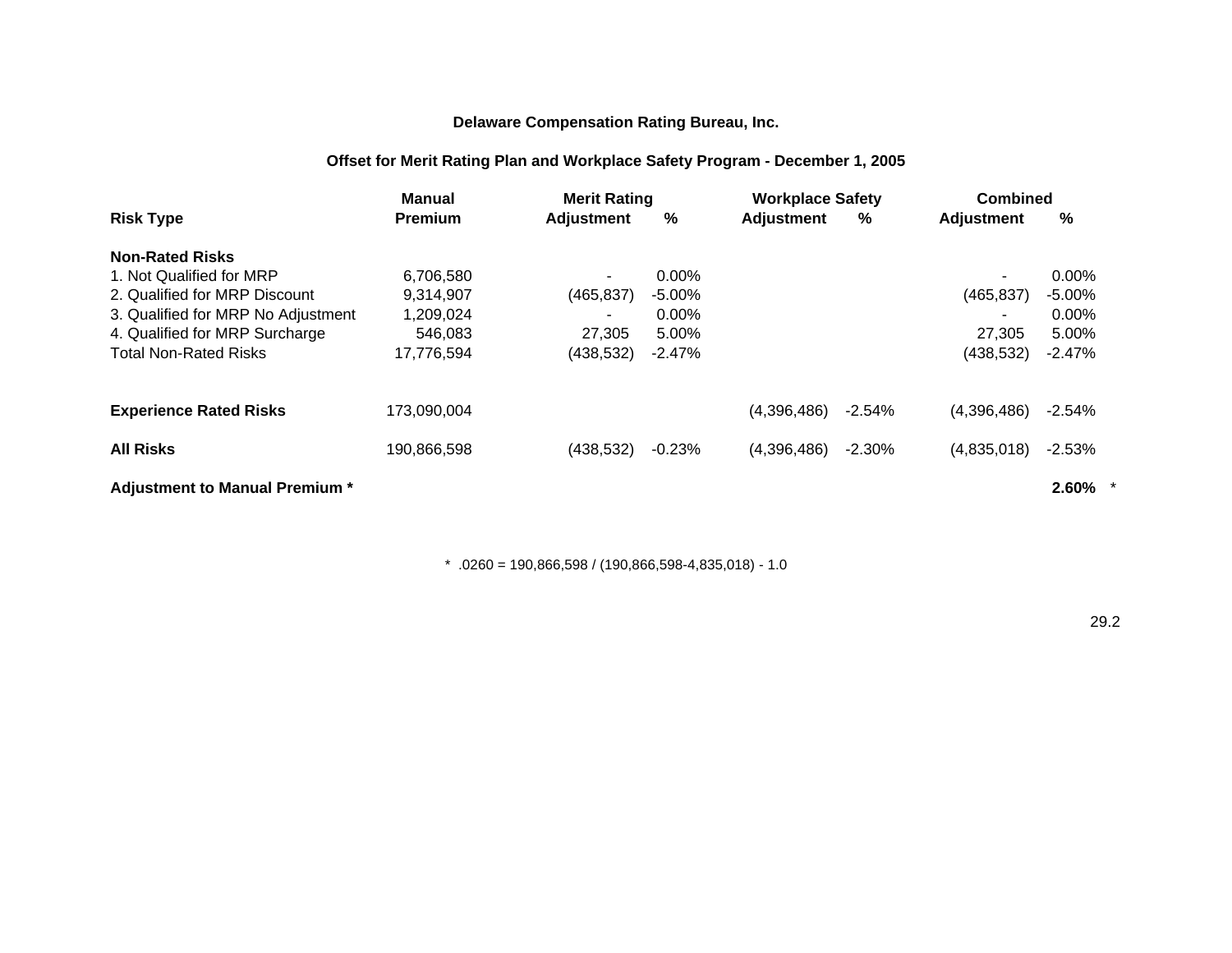**Delaware Compensation Rating Bureau, Inc.**

**Offset for Merit Rating Plan and Workplace Safety Program - December 1, 2005**

| Risk Type | Manual Premium | Merit Rating Adjustment | % | Workplace Safety Adjustment | % | Combined Adjustment | % |
|---|---|---|---|---|---|---|---|
| **Non-Rated Risks** | | | | | | | |
| 1. Not Qualified for MRP | 6,706,580 | - | 0.00% | | | - | 0.00% |
| 2. Qualified for MRP Discount | 9,314,907 | (465,837) | -5.00% | | | (465,837) | -5.00% |
| 3. Qualified for MRP No Adjustment | 1,209,024 | - | 0.00% | | | - | 0.00% |
| 4. Qualified for MRP Surcharge | 546,083 | 27,305 | 5.00% | | | 27,305 | 5.00% |
| Total Non-Rated Risks | 17,776,594 | (438,532) | -2.47% | | | (438,532) | -2.47% |
| **Experience Rated Risks** | 173,090,004 | | | (4,396,486) | -2.54% | (4,396,486) | -2.54% |
| **All Risks** | 190,866,598 | (438,532) | -0.23% | (4,396,486) | -2.30% | (4,835,018) | -2.53% |
| **Adjustment to Manual Premium *** | | | | | | | **2.60%** * |

* .0260 = 190,866,598 / (190,866,598-4,835,018) - 1.0